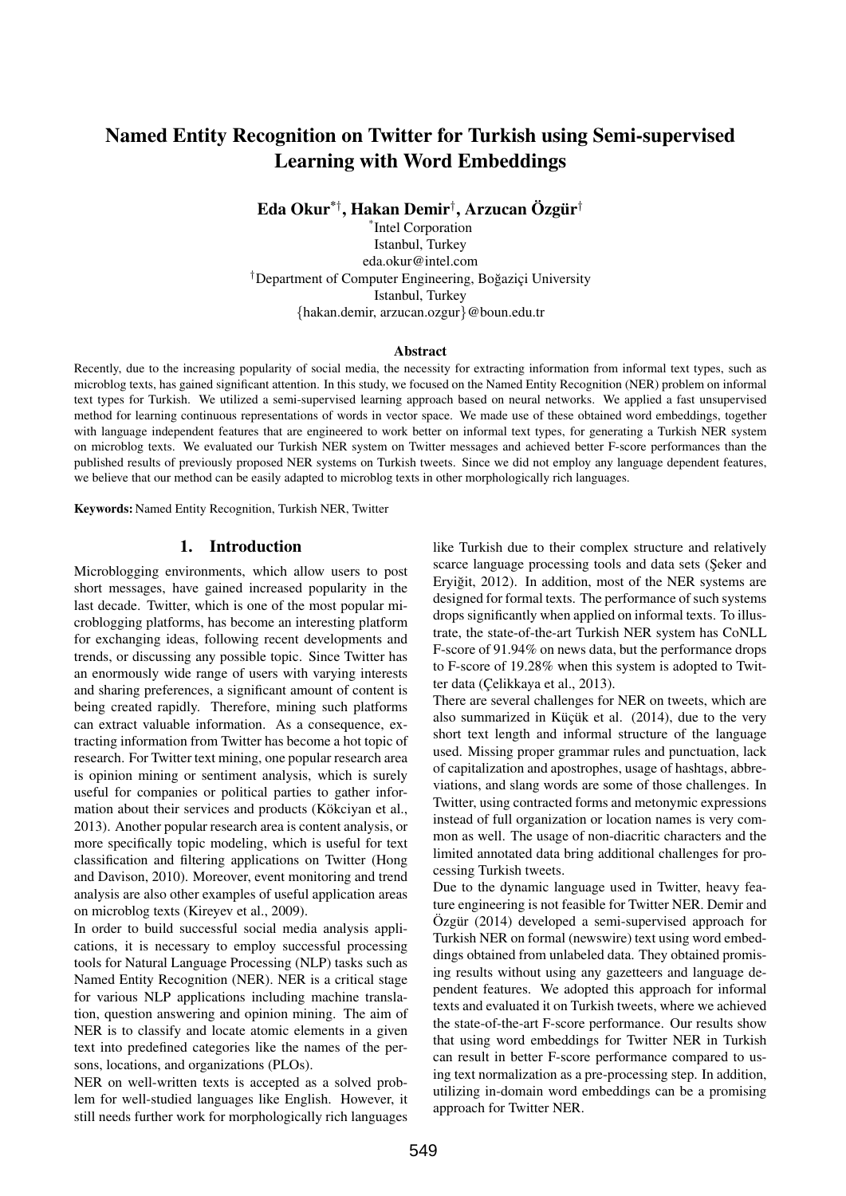# Named Entity Recognition on Twitter for Turkish using Semi-supervised Learning with Word Embeddings

**Eda Okur[*†], Hakan Demir[†], Arzucan Özgür[†]**

[*]Intel Corporation
Istanbul, Turkey
eda.okur@intel.com

[†]Department of Computer Engineering, Boğaziçi University
Istanbul, Turkey
{hakan.demir, arzucan.ozgur}@boun.edu.tr

### Abstract

Recently, due to the increasing popularity of social media, the necessity for extracting information from informal text types, such as microblog texts, has gained significant attention. In this study, we focused on the Named Entity Recognition (NER) problem on informal text types for Turkish. We utilized a semi-supervised learning approach based on neural networks. We applied a fast unsupervised method for learning continuous representations of words in vector space. We made use of these obtained word embeddings, together with language independent features that are engineered to work better on informal text types, for generating a Turkish NER system on microblog texts. We evaluated our Turkish NER system on Twitter messages and achieved better F-score performances than the published results of previously proposed NER systems on Turkish tweets. Since we did not employ any language dependent features, we believe that our method can be easily adapted to microblog texts in other morphologically rich languages.

**Keywords:** Named Entity Recognition, Turkish NER, Twitter

## 1. Introduction

Microblogging environments, which allow users to post short messages, have gained increased popularity in the last decade. Twitter, which is one of the most popular microblogging platforms, has become an interesting platform for exchanging ideas, following recent developments and trends, or discussing any possible topic. Since Twitter has an enormously wide range of users with varying interests and sharing preferences, a significant amount of content is being created rapidly. Therefore, mining such platforms can extract valuable information. As a consequence, extracting information from Twitter has become a hot topic of research. For Twitter text mining, one popular research area is opinion mining or sentiment analysis, which is surely useful for companies or political parties to gather information about their services and products (Kökciyan et al., 2013). Another popular research area is content analysis, or more specifically topic modeling, which is useful for text classification and filtering applications on Twitter (Hong and Davison, 2010). Moreover, event monitoring and trend analysis are also other examples of useful application areas on microblog texts (Kireyev et al., 2009).

In order to build successful social media analysis applications, it is necessary to employ successful processing tools for Natural Language Processing (NLP) tasks such as Named Entity Recognition (NER). NER is a critical stage for various NLP applications including machine translation, question answering and opinion mining. The aim of NER is to classify and locate atomic elements in a given text into predefined categories like the names of the persons, locations, and organizations (PLOs).

NER on well-written texts is accepted as a solved problem for well-studied languages like English. However, it still needs further work for morphologically rich languages like Turkish due to their complex structure and relatively scarce language processing tools and data sets (Şeker and Eryiğit, 2012). In addition, most of the NER systems are designed for formal texts. The performance of such systems drops significantly when applied on informal texts. To illustrate, the state-of-the-art Turkish NER system has CoNLL F-score of 91.94% on news data, but the performance drops to F-score of 19.28% when this system is adopted to Twitter data (Çelikkaya et al., 2013).

There are several challenges for NER on tweets, which are also summarized in Küçük et al. (2014), due to the very short text length and informal structure of the language used. Missing proper grammar rules and punctuation, lack of capitalization and apostrophes, usage of hashtags, abbreviations, and slang words are some of those challenges. In Twitter, using contracted forms and metonymic expressions instead of full organization or location names is very common as well. The usage of non-diacritic characters and the limited annotated data bring additional challenges for processing Turkish tweets.

Due to the dynamic language used in Twitter, heavy feature engineering is not feasible for Twitter NER. Demir and Özgür (2014) developed a semi-supervised approach for Turkish NER on formal (newswire) text using word embeddings obtained from unlabeled data. They obtained promising results without using any gazetteers and language dependent features. We adopted this approach for informal texts and evaluated it on Turkish tweets, where we achieved the state-of-the-art F-score performance. Our results show that using word embeddings for Twitter NER in Turkish can result in better F-score performance compared to using text normalization as a pre-processing step. In addition, utilizing in-domain word embeddings can be a promising approach for Twitter NER.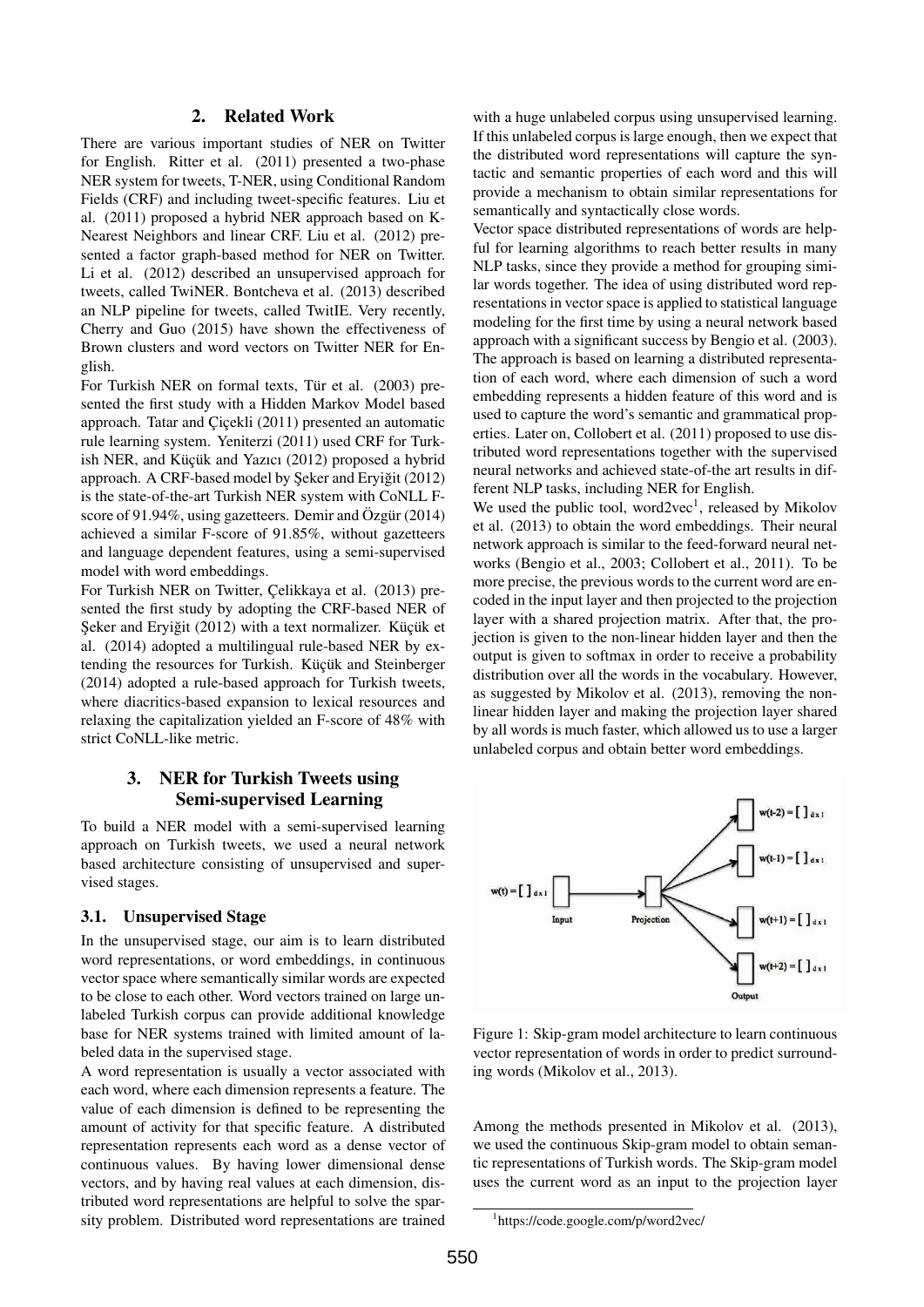## 2. Related Work

There are various important studies of NER on Twitter for English. Ritter et al. (2011) presented a two-phase NER system for tweets, T-NER, using Conditional Random Fields (CRF) and including tweet-specific features. Liu et al. (2011) proposed a hybrid NER approach based on K-Nearest Neighbors and linear CRF. Liu et al. (2012) presented a factor graph-based method for NER on Twitter. Li et al. (2012) described an unsupervised approach for tweets, called TwiNER. Bontcheva et al. (2013) described an NLP pipeline for tweets, called TwitIE. Very recently, Cherry and Guo (2015) have shown the effectiveness of Brown clusters and word vectors on Twitter NER for English.

For Turkish NER on formal texts, Tür et al. (2003) presented the first study with a Hidden Markov Model based approach. Tatar and Çiçekli (2011) presented an automatic rule learning system. Yeniterzi (2011) used CRF for Turkish NER, and Küçük and Yazıcı (2012) proposed a hybrid approach. A CRF-based model by Şeker and Eryiğit (2012) is the state-of-the-art Turkish NER system with CoNLL F-score of 91.94%, using gazetteers. Demir and Özgür (2014) achieved a similar F-score of 91.85%, without gazetteers and language dependent features, using a semi-supervised model with word embeddings.

For Turkish NER on Twitter, Çelikkaya et al. (2013) presented the first study by adopting the CRF-based NER of Şeker and Eryiğit (2012) with a text normalizer. Küçük et al. (2014) adopted a multilingual rule-based NER by extending the resources for Turkish. Küçük and Steinberger (2014) adopted a rule-based approach for Turkish tweets, where diacritics-based expansion to lexical resources and relaxing the capitalization yielded an F-score of 48% with strict CoNLL-like metric.

## 3. NER for Turkish Tweets using Semi-supervised Learning

To build a NER model with a semi-supervised learning approach on Turkish tweets, we used a neural network based architecture consisting of unsupervised and supervised stages.

### 3.1. Unsupervised Stage

In the unsupervised stage, our aim is to learn distributed word representations, or word embeddings, in continuous vector space where semantically similar words are expected to be close to each other. Word vectors trained on large unlabeled Turkish corpus can provide additional knowledge base for NER systems trained with limited amount of labeled data in the supervised stage.

A word representation is usually a vector associated with each word, where each dimension represents a feature. The value of each dimension is defined to be representing the amount of activity for that specific feature. A distributed representation represents each word as a dense vector of continuous values. By having lower dimensional dense vectors, and by having real values at each dimension, distributed word representations are helpful to solve the sparsity problem. Distributed word representations are trained with a huge unlabeled corpus using unsupervised learning. If this unlabeled corpus is large enough, then we expect that the distributed word representations will capture the syntactic and semantic properties of each word and this will provide a mechanism to obtain similar representations for semantically and syntactically close words.

Vector space distributed representations of words are helpful for learning algorithms to reach better results in many NLP tasks, since they provide a method for grouping similar words together. The idea of using distributed word representations in vector space is applied to statistical language modeling for the first time by using a neural network based approach with a significant success by Bengio et al. (2003). The approach is based on learning a distributed representation of each word, where each dimension of such a word embedding represents a hidden feature of this word and is used to capture the word's semantic and grammatical properties. Later on, Collobert et al. (2011) proposed to use distributed word representations together with the supervised neural networks and achieved state-of-the art results in different NLP tasks, including NER for English.

We used the public tool, word2vec[1], released by Mikolov et al. (2013) to obtain the word embeddings. Their neural network approach is similar to the feed-forward neural networks (Bengio et al., 2003; Collobert et al., 2011). To be more precise, the previous words to the current word are encoded in the input layer and then projected to the projection layer with a shared projection matrix. After that, the projection is given to the non-linear hidden layer and then the output is given to softmax in order to receive a probability distribution over all the words in the vocabulary. However, as suggested by Mikolov et al. (2013), removing the non-linear hidden layer and making the projection layer shared by all words is much faster, which allowed us to use a larger unlabeled corpus and obtain better word embeddings.

Figure 1: Skip-gram model architecture to learn continuous vector representation of words in order to predict surrounding words (Mikolov et al., 2013).

Among the methods presented in Mikolov et al. (2013), we used the continuous Skip-gram model to obtain semantic representations of Turkish words. The Skip-gram model uses the current word as an input to the projection layer

[1] https://code.google.com/p/word2vec/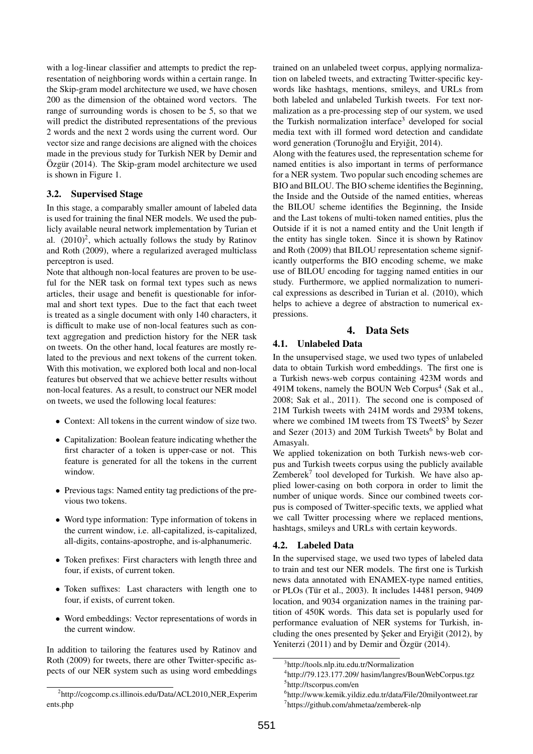with a log-linear classifier and attempts to predict the representation of neighboring words within a certain range. In the Skip-gram model architecture we used, we have chosen 200 as the dimension of the obtained word vectors. The range of surrounding words is chosen to be 5, so that we will predict the distributed representations of the previous 2 words and the next 2 words using the current word. Our vector size and range decisions are aligned with the choices made in the previous study for Turkish NER by Demir and Özgür (2014). The Skip-gram model architecture we used is shown in Figure 1.

### 3.2. Supervised Stage

In this stage, a comparably smaller amount of labeled data is used for training the final NER models. We used the publicly available neural network implementation by Turian et al. (2010)[2], which actually follows the study by Ratinov and Roth (2009), where a regularized averaged multiclass perceptron is used.

Note that although non-local features are proven to be useful for the NER task on formal text types such as news articles, their usage and benefit is questionable for informal and short text types. Due to the fact that each tweet is treated as a single document with only 140 characters, it is difficult to make use of non-local features such as context aggregation and prediction history for the NER task on tweets. On the other hand, local features are mostly related to the previous and next tokens of the current token. With this motivation, we explored both local and non-local features but observed that we achieve better results without non-local features. As a result, to construct our NER model on tweets, we used the following local features:

- Context: All tokens in the current window of size two.
- Capitalization: Boolean feature indicating whether the first character of a token is upper-case or not. This feature is generated for all the tokens in the current window.
- Previous tags: Named entity tag predictions of the previous two tokens.
- Word type information: Type information of tokens in the current window, i.e. all-capitalized, is-capitalized, all-digits, contains-apostrophe, and is-alphanumeric.
- Token prefixes: First characters with length three and four, if exists, of current token.
- Token suffixes: Last characters with length one to four, if exists, of current token.
- Word embeddings: Vector representations of words in the current window.

In addition to tailoring the features used by Ratinov and Roth (2009) for tweets, there are other Twitter-specific aspects of our NER system such as using word embeddings trained on an unlabeled tweet corpus, applying normalization on labeled tweets, and extracting Twitter-specific keywords like hashtags, mentions, smileys, and URLs from both labeled and unlabeled Turkish tweets. For text normalization as a pre-processing step of our system, we used the Turkish normalization interface[3] developed for social media text with ill formed word detection and candidate word generation (Torunoğlu and Eryiğit, 2014).

Along with the features used, the representation scheme for named entities is also important in terms of performance for a NER system. Two popular such encoding schemes are BIO and BILOU. The BIO scheme identifies the Beginning, the Inside and the Outside of the named entities, whereas the BILOU scheme identifies the Beginning, the Inside and the Last tokens of multi-token named entities, plus the Outside if it is not a named entity and the Unit length if the entity has single token. Since it is shown by Ratinov and Roth (2009) that BILOU representation scheme significantly outperforms the BIO encoding scheme, we make use of BILOU encoding for tagging named entities in our study. Furthermore, we applied normalization to numerical expressions as described in Turian et al. (2010), which helps to achieve a degree of abstraction to numerical expressions.

## 4. Data Sets

### 4.1. Unlabeled Data

In the unsupervised stage, we used two types of unlabeled data to obtain Turkish word embeddings. The first one is a Turkish news-web corpus containing 423M words and 491M tokens, namely the BOUN Web Corpus[4] (Sak et al., 2008; Sak et al., 2011). The second one is composed of 21M Turkish tweets with 241M words and 293M tokens, where we combined 1M tweets from TS TweetS[5] by Sezer and Sezer (2013) and 20M Turkish Tweets[6] by Bolat and Amasyalı.

We applied tokenization on both Turkish news-web corpus and Turkish tweets corpus using the publicly available Zemberek[7] tool developed for Turkish. We have also applied lower-casing on both corpora in order to limit the number of unique words. Since our combined tweets corpus is composed of Twitter-specific texts, we applied what we call Twitter processing where we replaced mentions, hashtags, smileys and URLs with certain keywords.

### 4.2. Labeled Data

In the supervised stage, we used two types of labeled data to train and test our NER models. The first one is Turkish news data annotated with ENAMEX-type named entities, or PLOs (Tür et al., 2003). It includes 14481 person, 9409 location, and 9034 organization names in the training partition of 450K words. This data set is popularly used for performance evaluation of NER systems for Turkish, including the ones presented by Şeker and Eryiğit (2012), by Yeniterzi (2011) and by Demir and Özgür (2014).

---

[2] http://cogcomp.cs.illinois.edu/Data/ACL2010_NER_Experiments.php

[3] http://tools.nlp.itu.edu.tr/Normalization

[4] http://79.123.177.209/ hasim/langres/BounWebCorpus.tgz

[5] http://tscorpus.com/en

[6] http://www.kemik.yildiz.edu.tr/data/File/20milyontweet.rar

[7] https://github.com/ahmetaa/zemberek-nlp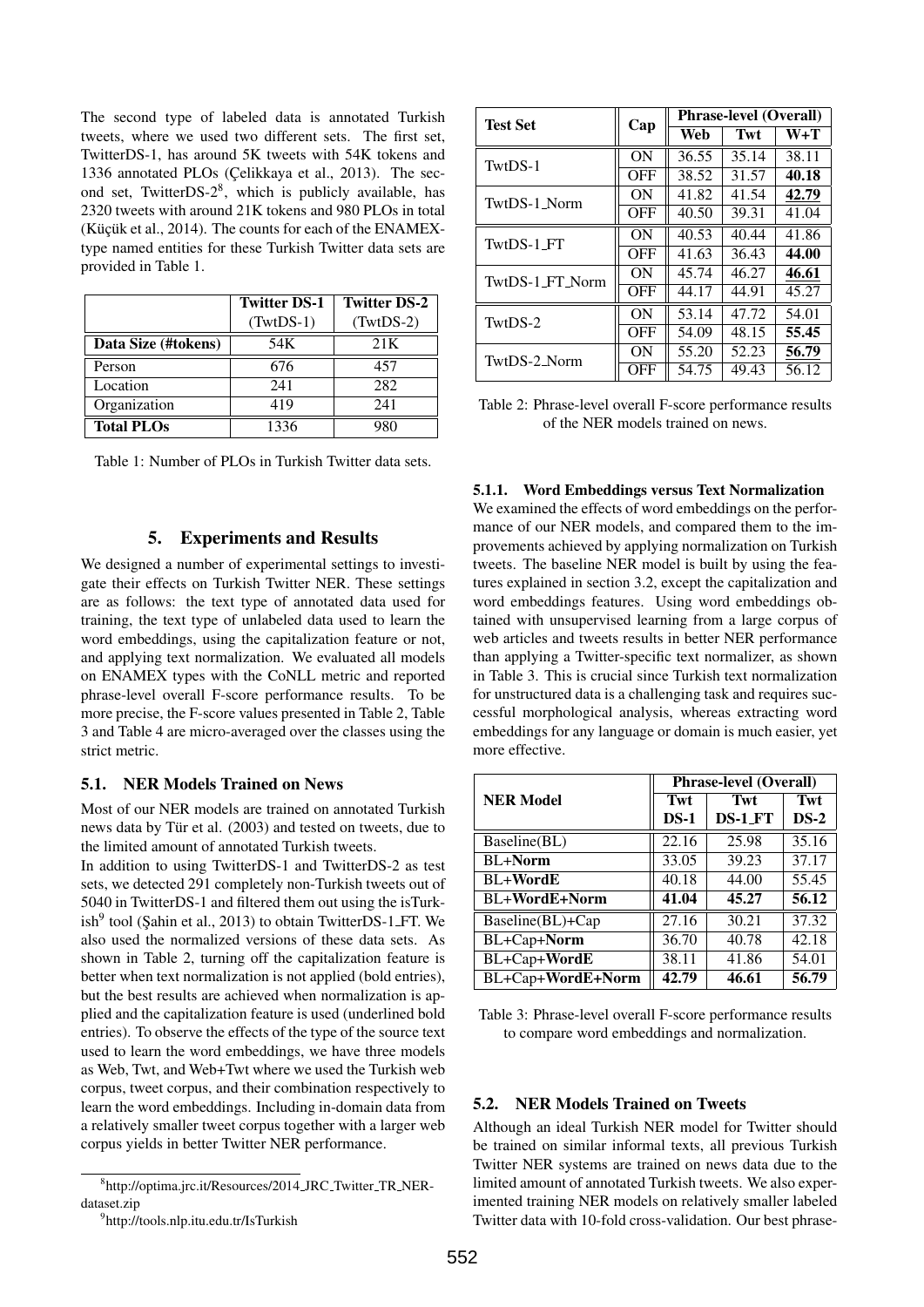The second type of labeled data is annotated Turkish tweets, where we used two different sets. The first set, TwitterDS-1, has around 5K tweets with 54K tokens and 1336 annotated PLOs (Çelikkaya et al., 2013). The second set, TwitterDS-2[8], which is publicly available, has 2320 tweets with around 21K tokens and 980 PLOs in total (Küçük et al., 2014). The counts for each of the ENAMEX-type named entities for these Turkish Twitter data sets are provided in Table 1.

| | **Twitter DS-1** (TwtDS-1) | **Twitter DS-2** (TwtDS-2) |
|---|---|---|
| **Data Size (#tokens)** | 54K | 21K |
| Person | 676 | 457 |
| Location | 241 | 282 |
| Organization | 419 | 241 |
| **Total PLOs** | 1336 | 980 |

Table 1: Number of PLOs in Turkish Twitter data sets.

## 5. Experiments and Results

We designed a number of experimental settings to investigate their effects on Turkish Twitter NER. These settings are as follows: the text type of annotated data used for training, the text type of unlabeled data used to learn the word embeddings, using the capitalization feature or not, and applying text normalization. We evaluated all models on ENAMEX types with the CoNLL metric and reported phrase-level overall F-score performance results. To be more precise, the F-score values presented in Table 2, Table 3 and Table 4 are micro-averaged over the classes using the strict metric.

### 5.1. NER Models Trained on News

Most of our NER models are trained on annotated Turkish news data by Tür et al. (2003) and tested on tweets, due to the limited amount of annotated Turkish tweets.

In addition to using TwitterDS-1 and TwitterDS-2 as test sets, we detected 291 completely non-Turkish tweets out of 5040 in TwitterDS-1 and filtered them out using the isTurkish[9] tool (Şahin et al., 2013) to obtain TwitterDS-1_FT. We also used the normalized versions of these data sets. As shown in Table 2, turning off the capitalization feature is better when text normalization is not applied (bold entries), but the best results are achieved when normalization is applied and the capitalization feature is used (underlined bold entries). To observe the effects of the type of the source text used to learn the word embeddings, we have three models as Web, Twt, and Web+Twt where we used the Turkish web corpus, tweet corpus, and their combination respectively to learn the word embeddings. Including in-domain data from a relatively smaller tweet corpus together with a larger web corpus yields in better Twitter NER performance.

| **Test Set** | **Cap** | **Phrase-level (Overall)** | | |
|---|---|---|---|---|
| | | **Web** | **Twt** | **W+T** |
| TwtDS-1 | ON | 36.55 | 35.14 | 38.11 |
| | OFF | 38.52 | 31.57 | **40.18** |
| TwtDS-1_Norm | ON | 41.82 | 41.54 | <u>**42.79**</u> |
| | OFF | 40.50 | 39.31 | 41.04 |
| TwtDS-1_FT | ON | 40.53 | 40.44 | 41.86 |
| | OFF | 41.63 | 36.43 | **44.00** |
| TwtDS-1_FT_Norm | ON | 45.74 | 46.27 | <u>**46.61**</u> |
| | OFF | 44.17 | 44.91 | 45.27 |
| TwtDS-2 | ON | 53.14 | 47.72 | 54.01 |
| | OFF | 54.09 | 48.15 | **55.45** |
| TwtDS-2_Norm | ON | 55.20 | 52.23 | <u>**56.79**</u> |
| | OFF | 54.75 | 49.43 | 56.12 |

Table 2: Phrase-level overall F-score performance results of the NER models trained on news.

#### 5.1.1. Word Embeddings versus Text Normalization

We examined the effects of word embeddings on the performance of our NER models, and compared them to the improvements achieved by applying normalization on Turkish tweets. The baseline NER model is built by using the features explained in section 3.2, except the capitalization and word embeddings features. Using word embeddings obtained with unsupervised learning from a large corpus of web articles and tweets results in better NER performance than applying a Twitter-specific text normalizer, as shown in Table 3. This is crucial since Turkish text normalization for unstructured data is a challenging task and requires successful morphological analysis, whereas extracting word embeddings for any language or domain is much easier, yet more effective.

| **NER Model** | **Phrase-level (Overall)** | | |
|---|---|---|---|
| | **Twt DS-1** | **Twt DS-1_FT** | **Twt DS-2** |
| Baseline(BL) | 22.16 | 25.98 | 35.16 |
| BL+**Norm** | 33.05 | 39.23 | 37.17 |
| BL+**WordE** | 40.18 | 44.00 | 55.45 |
| **BL+WordE+Norm** | **41.04** | **45.27** | **56.12** |
| Baseline(BL)+Cap | 27.16 | 30.21 | 37.32 |
| BL+Cap+**Norm** | 36.70 | 40.78 | 42.18 |
| BL+Cap+**WordE** | 38.11 | 41.86 | 54.01 |
| **BL+Cap+WordE+Norm** | **42.79** | **46.61** | **56.79** |

Table 3: Phrase-level overall F-score performance results to compare word embeddings and normalization.

### 5.2. NER Models Trained on Tweets

Although an ideal Turkish NER model for Twitter should be trained on similar informal texts, all previous Turkish Twitter NER systems are trained on news data due to the limited amount of annotated Turkish tweets. We also experimented training NER models on relatively smaller labeled Twitter data with 10-fold cross-validation. Our best phrase-

[8] http://optima.jrc.it/Resources/2014_JRC_Twitter_TR_NER-dataset.zip

[9] http://tools.nlp.itu.edu.tr/IsTurkish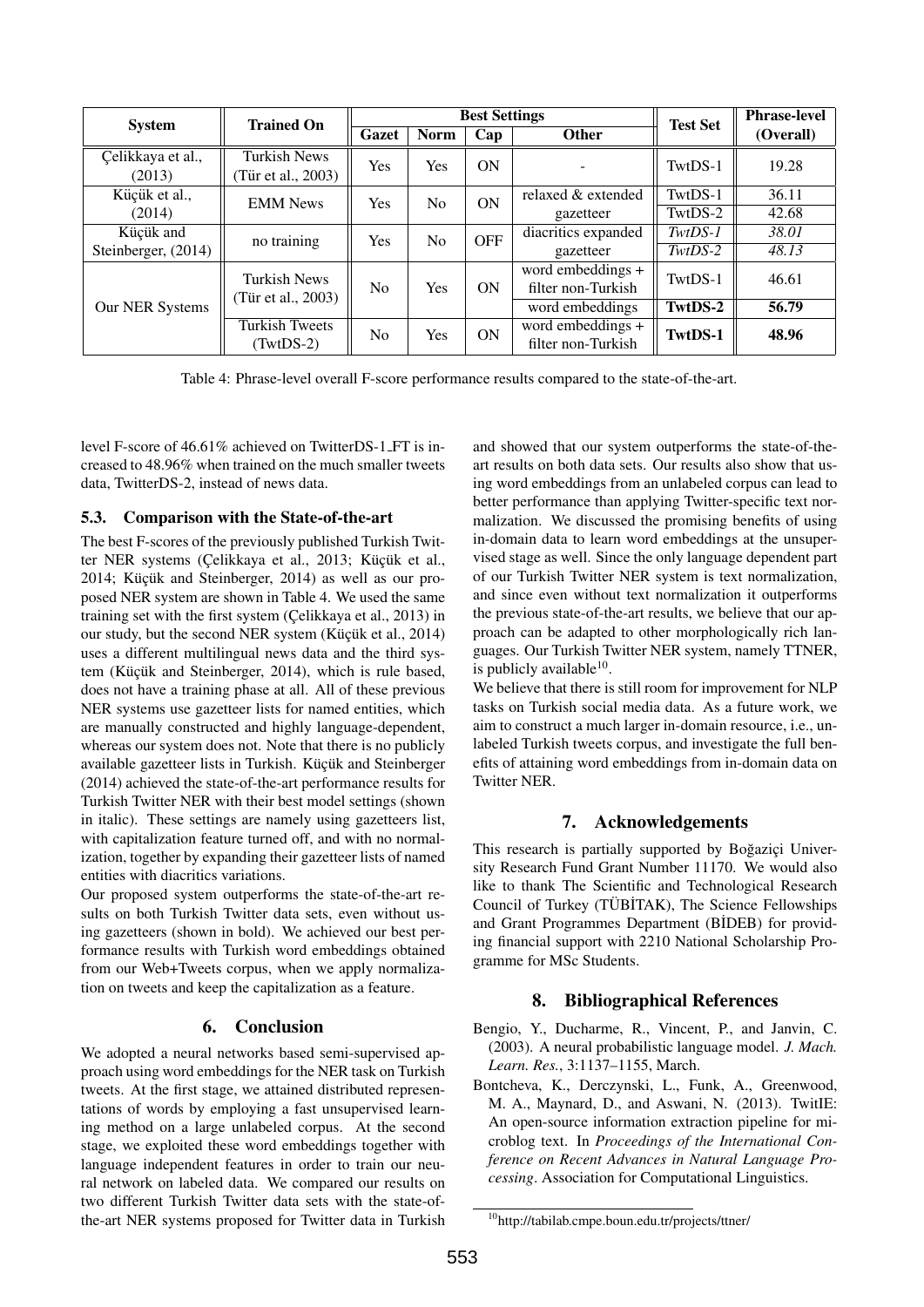| System | Trained On | Best Settings | | | | Test Set | Phrase-level (Overall) |
|---|---|---|---|---|---|---|---|
| | | Gazet | Norm | Cap | Other | | |
| Çelikkaya et al., (2013) | Turkish News (Tür et al., 2003) | Yes | Yes | ON | - | TwtDS-1 | 19.28 |
| Küçük et al., (2014) | EMM News | Yes | No | ON | relaxed & extended gazetteer | TwtDS-1 | 36.11 |
| | | | | | | TwtDS-2 | 42.68 |
| Küçük and Steinberger, (2014) | no training | Yes | No | OFF | diacritics expanded gazetteer | *TwtDS-1* | *38.01* |
| | | | | | | *TwtDS-2* | *48.13* |
| Our NER Systems | Turkish News (Tür et al., 2003) | No | Yes | ON | word embeddings + filter non-Turkish | TwtDS-1 | 46.61 |
| | | | | | word embeddings | **TwtDS-2** | **56.79** |
| | Turkish Tweets (TwtDS-2) | No | Yes | ON | word embeddings + filter non-Turkish | **TwtDS-1** | **48.96** |

Table 4: Phrase-level overall F-score performance results compared to the state-of-the-art.

level F-score of 46.61% achieved on TwitterDS-1_FT is increased to 48.96% when trained on the much smaller tweets data, TwitterDS-2, instead of news data.

### 5.3. Comparison with the State-of-the-art

The best F-scores of the previously published Turkish Twitter NER systems (Çelikkaya et al., 2013; Küçük et al., 2014; Küçük and Steinberger, 2014) as well as our proposed NER system are shown in Table 4. We used the same training set with the first system (Çelikkaya et al., 2013) in our study, but the second NER system (Küçük et al., 2014) uses a different multilingual news data and the third system (Küçük and Steinberger, 2014), which is rule based, does not have a training phase at all. All of these previous NER systems use gazetteer lists for named entities, which are manually constructed and highly language-dependent, whereas our system does not. Note that there is no publicly available gazetteer lists in Turkish. Küçük and Steinberger (2014) achieved the state-of-the-art performance results for Turkish Twitter NER with their best model settings (shown in italic). These settings are namely using gazetteers list, with capitalization feature turned off, and with no normalization, together by expanding their gazetteer lists of named entities with diacritics variations.

Our proposed system outperforms the state-of-the-art results on both Turkish Twitter data sets, even without using gazetteers (shown in bold). We achieved our best performance results with Turkish word embeddings obtained from our Web+Tweets corpus, when we apply normalization on tweets and keep the capitalization as a feature.

## 6. Conclusion

We adopted a neural networks based semi-supervised approach using word embeddings for the NER task on Turkish tweets. At the first stage, we attained distributed representations of words by employing a fast unsupervised learning method on a large unlabeled corpus. At the second stage, we exploited these word embeddings together with language independent features in order to train our neural network on labeled data. We compared our results on two different Turkish Twitter data sets with the state-of-the-art NER systems proposed for Twitter data in Turkish and showed that our system outperforms the state-of-the-art results on both data sets. Our results also show that using word embeddings from an unlabeled corpus can lead to better performance than applying Twitter-specific text normalization. We discussed the promising benefits of using in-domain data to learn word embeddings at the unsupervised stage as well. Since the only language dependent part of our Turkish Twitter NER system is text normalization, and since even without text normalization it outperforms the previous state-of-the-art results, we believe that our approach can be adapted to other morphologically rich languages. Our Turkish Twitter NER system, namely TTNER, is publicly available[10].

We believe that there is still room for improvement for NLP tasks on Turkish social media data. As a future work, we aim to construct a much larger in-domain resource, i.e., unlabeled Turkish tweets corpus, and investigate the full benefits of attaining word embeddings from in-domain data on Twitter NER.

## 7. Acknowledgements

This research is partially supported by Boğaziçi University Research Fund Grant Number 11170. We would also like to thank The Scientific and Technological Research Council of Turkey (TÜBİTAK), The Science Fellowships and Grant Programmes Department (BİDEB) for providing financial support with 2210 National Scholarship Programme for MSc Students.

## 8. Bibliographical References

Bengio, Y., Ducharme, R., Vincent, P., and Janvin, C. (2003). A neural probabilistic language model. *J. Mach. Learn. Res.*, 3:1137–1155, March.

Bontcheva, K., Derczynski, L., Funk, A., Greenwood, M. A., Maynard, D., and Aswani, N. (2013). TwitIE: An open-source information extraction pipeline for microblog text. In *Proceedings of the International Conference on Recent Advances in Natural Language Processing*. Association for Computational Linguistics.

[10] http://tabilab.cmpe.boun.edu.tr/projects/ttner/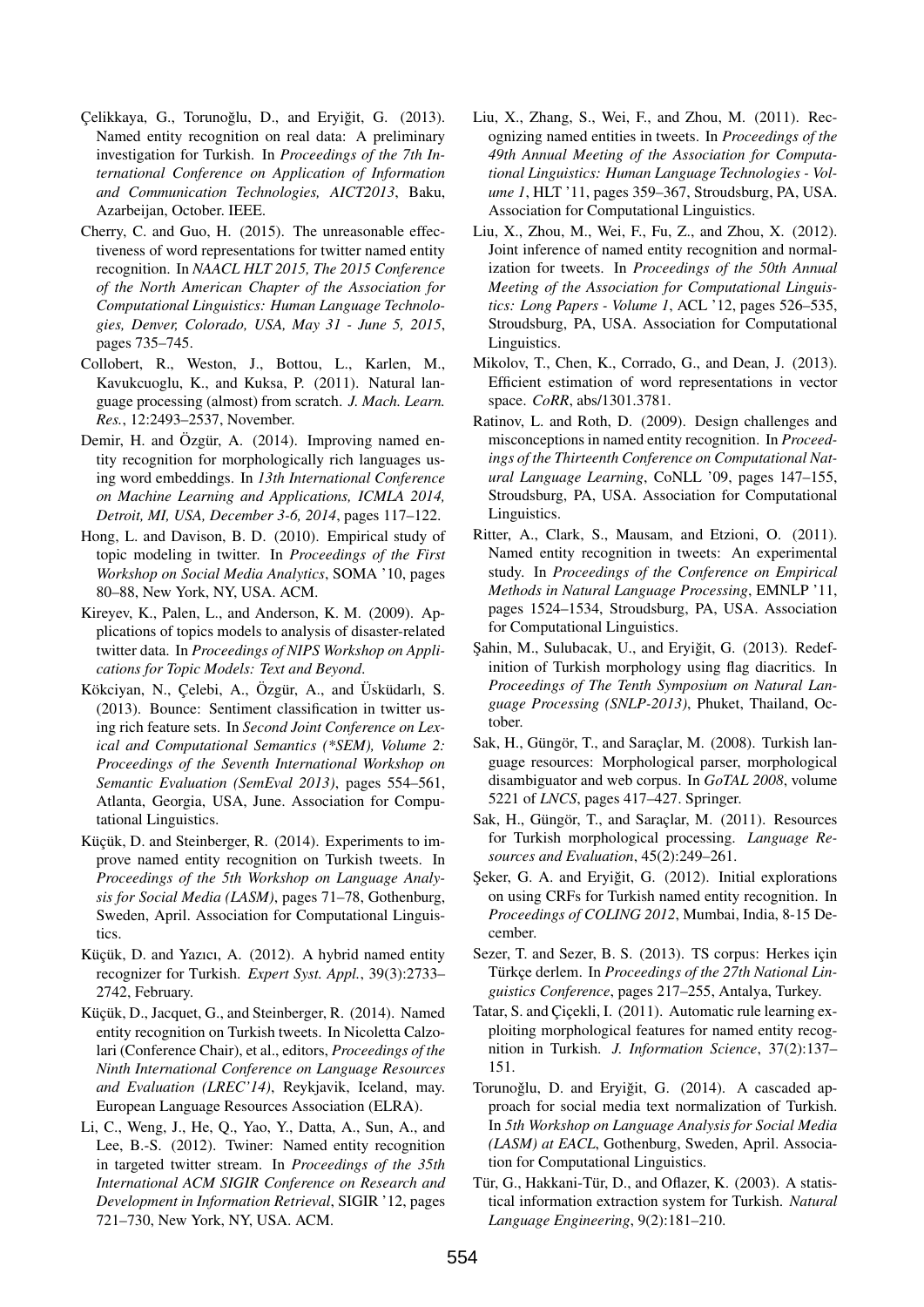Çelikkaya, G., Torunoğlu, D., and Eryiğit, G. (2013). Named entity recognition on real data: A preliminary investigation for Turkish. In *Proceedings of the 7th International Conference on Application of Information and Communication Technologies, AICT2013*, Baku, Azarbeijan, October. IEEE.

Cherry, C. and Guo, H. (2015). The unreasonable effectiveness of word representations for twitter named entity recognition. In *NAACL HLT 2015, The 2015 Conference of the North American Chapter of the Association for Computational Linguistics: Human Language Technologies, Denver, Colorado, USA, May 31 - June 5, 2015*, pages 735–745.

Collobert, R., Weston, J., Bottou, L., Karlen, M., Kavukcuoglu, K., and Kuksa, P. (2011). Natural language processing (almost) from scratch. *J. Mach. Learn. Res.*, 12:2493–2537, November.

Demir, H. and Özgür, A. (2014). Improving named entity recognition for morphologically rich languages using word embeddings. In *13th International Conference on Machine Learning and Applications, ICMLA 2014, Detroit, MI, USA, December 3-6, 2014*, pages 117–122.

Hong, L. and Davison, B. D. (2010). Empirical study of topic modeling in twitter. In *Proceedings of the First Workshop on Social Media Analytics*, SOMA '10, pages 80–88, New York, NY, USA. ACM.

Kireyev, K., Palen, L., and Anderson, K. M. (2009). Applications of topics models to analysis of disaster-related twitter data. In *Proceedings of NIPS Workshop on Applications for Topic Models: Text and Beyond*.

Kökciyan, N., Çelebi, A., Özgür, A., and Üsküdarlı, S. (2013). Bounce: Sentiment classification in twitter using rich feature sets. In *Second Joint Conference on Lexical and Computational Semantics (*SEM), Volume 2: Proceedings of the Seventh International Workshop on Semantic Evaluation (SemEval 2013)*, pages 554–561, Atlanta, Georgia, USA, June. Association for Computational Linguistics.

Küçük, D. and Steinberger, R. (2014). Experiments to improve named entity recognition on Turkish tweets. In *Proceedings of the 5th Workshop on Language Analysis for Social Media (LASM)*, pages 71–78, Gothenburg, Sweden, April. Association for Computational Linguistics.

Küçük, D. and Yazıcı, A. (2012). A hybrid named entity recognizer for Turkish. *Expert Syst. Appl.*, 39(3):2733–2742, February.

Küçük, D., Jacquet, G., and Steinberger, R. (2014). Named entity recognition on Turkish tweets. In Nicoletta Calzolari (Conference Chair), et al., editors, *Proceedings of the Ninth International Conference on Language Resources and Evaluation (LREC'14)*, Reykjavik, Iceland, may. European Language Resources Association (ELRA).

Li, C., Weng, J., He, Q., Yao, Y., Datta, A., Sun, A., and Lee, B.-S. (2012). Twiner: Named entity recognition in targeted twitter stream. In *Proceedings of the 35th International ACM SIGIR Conference on Research and Development in Information Retrieval*, SIGIR '12, pages 721–730, New York, NY, USA. ACM.

Liu, X., Zhang, S., Wei, F., and Zhou, M. (2011). Recognizing named entities in tweets. In *Proceedings of the 49th Annual Meeting of the Association for Computational Linguistics: Human Language Technologies - Volume 1*, HLT '11, pages 359–367, Stroudsburg, PA, USA. Association for Computational Linguistics.

Liu, X., Zhou, M., Wei, F., Fu, Z., and Zhou, X. (2012). Joint inference of named entity recognition and normalization for tweets. In *Proceedings of the 50th Annual Meeting of the Association for Computational Linguistics: Long Papers - Volume 1*, ACL '12, pages 526–535, Stroudsburg, PA, USA. Association for Computational Linguistics.

Mikolov, T., Chen, K., Corrado, G., and Dean, J. (2013). Efficient estimation of word representations in vector space. *CoRR*, abs/1301.3781.

Ratinov, L. and Roth, D. (2009). Design challenges and misconceptions in named entity recognition. In *Proceedings of the Thirteenth Conference on Computational Natural Language Learning*, CoNLL '09, pages 147–155, Stroudsburg, PA, USA. Association for Computational Linguistics.

Ritter, A., Clark, S., Mausam, and Etzioni, O. (2011). Named entity recognition in tweets: An experimental study. In *Proceedings of the Conference on Empirical Methods in Natural Language Processing*, EMNLP '11, pages 1524–1534, Stroudsburg, PA, USA. Association for Computational Linguistics.

Şahin, M., Sulubacak, U., and Eryiğit, G. (2013). Redefinition of Turkish morphology using flag diacritics. In *Proceedings of The Tenth Symposium on Natural Language Processing (SNLP-2013)*, Phuket, Thailand, October.

Sak, H., Güngör, T., and Saraçlar, M. (2008). Turkish language resources: Morphological parser, morphological disambiguator and web corpus. In *GoTAL 2008*, volume 5221 of *LNCS*, pages 417–427. Springer.

Sak, H., Güngör, T., and Saraçlar, M. (2011). Resources for Turkish morphological processing. *Language Resources and Evaluation*, 45(2):249–261.

Şeker, G. A. and Eryiğit, G. (2012). Initial explorations on using CRFs for Turkish named entity recognition. In *Proceedings of COLING 2012*, Mumbai, India, 8-15 December.

Sezer, T. and Sezer, B. S. (2013). TS corpus: Herkes için Türkçe derlem. In *Proceedings of the 27th National Linguistics Conference*, pages 217–255, Antalya, Turkey.

Tatar, S. and Çiçekli, I. (2011). Automatic rule learning exploiting morphological features for named entity recognition in Turkish. *J. Information Science*, 37(2):137–151.

Torunoğlu, D. and Eryiğit, G. (2014). A cascaded approach for social media text normalization of Turkish. In *5th Workshop on Language Analysis for Social Media (LASM) at EACL*, Gothenburg, Sweden, April. Association for Computational Linguistics.

Tür, G., Hakkani-Tür, D., and Oflazer, K. (2003). A statistical information extraction system for Turkish. *Natural Language Engineering*, 9(2):181–210.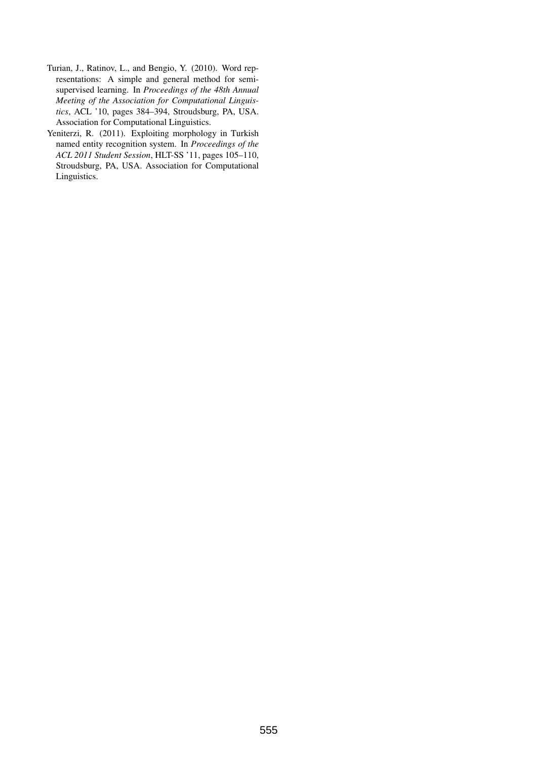Turian, J., Ratinov, L., and Bengio, Y. (2010). Word representations: A simple and general method for semi-supervised learning. In *Proceedings of the 48th Annual Meeting of the Association for Computational Linguistics*, ACL '10, pages 384–394, Stroudsburg, PA, USA. Association for Computational Linguistics.

Yeniterzi, R. (2011). Exploiting morphology in Turkish named entity recognition system. In *Proceedings of the ACL 2011 Student Session*, HLT-SS '11, pages 105–110, Stroudsburg, PA, USA. Association for Computational Linguistics.